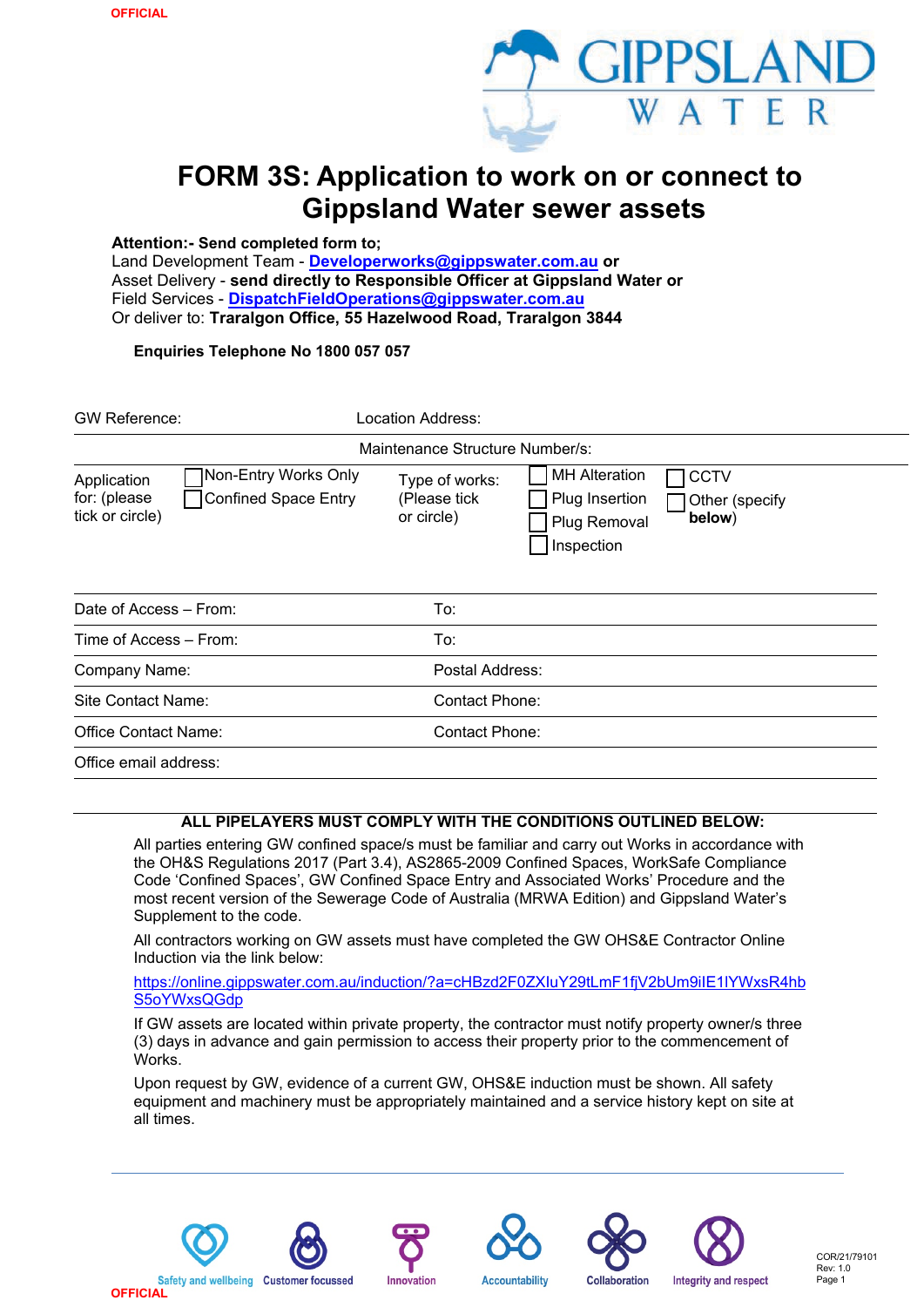OFFICIAL

# FORM 3S: Application to work on or connect to Gippsland Water sewer assets

**Attention:- Send completed form to;**
Land Development Team - **Developerworks@gippswater.com.au or**
Asset Delivery - **send directly to Responsible Officer at Gippsland Water or**
Field Services - **DispatchFieldOperations@gippswater.com.au**
Or deliver to: **Traralgon Office, 55 Hazelwood Road, Traralgon 3844**

**Enquiries Telephone No 1800 057 057**

GW Reference: Location Address:

Maintenance Structure Number/s:

| | | | | |
|---|---|---|---|---|
| Application for: (please tick or circle) | ☐ Non-Entry Works Only<br>☐ Confined Space Entry | Type of works: (Please tick or circle) | ☐ MH Alteration<br>☐ Plug Insertion<br>☐ Plug Removal<br>☐ Inspection | ☐ CCTV<br>☐ Other (specify **below**) |

| | |
|---|---|
| Date of Access – From: | To: |
| Time of Access – From: | To: |
| Company Name: | Postal Address: |
| Site Contact Name: | Contact Phone: |
| Office Contact Name: | Contact Phone: |
| Office email address: | |

**ALL PIPELAYERS MUST COMPLY WITH THE CONDITIONS OUTLINED BELOW:**

All parties entering GW confined space/s must be familiar and carry out Works in accordance with the OH&S Regulations 2017 (Part 3.4), AS2865-2009 Confined Spaces, WorkSafe Compliance Code 'Confined Spaces', GW Confined Space Entry and Associated Works' Procedure and the most recent version of the Sewerage Code of Australia (MRWA Edition) and Gippsland Water's Supplement to the code.

All contractors working on GW assets must have completed the GW OHS&E Contractor Online Induction via the link below:

https://online.gippswater.com.au/induction/?a=cHBzd2F0ZXluY29tLmF1fjV2bUm9iIE1lYWxsR4hbS5oYWxsQGdp

If GW assets are located within private property, the contractor must notify property owner/s three (3) days in advance and gain permission to access their property prior to the commencement of Works.

Upon request by GW, evidence of a current GW, OHS&E induction must be shown. All safety equipment and machinery must be appropriately maintained and a service history kept on site at all times.

Safety and wellbeing | Customer focussed | Innovation | Accountability | Collaboration | Integrity and respect

COR/21/79101
Rev: 1.0

OFFICIAL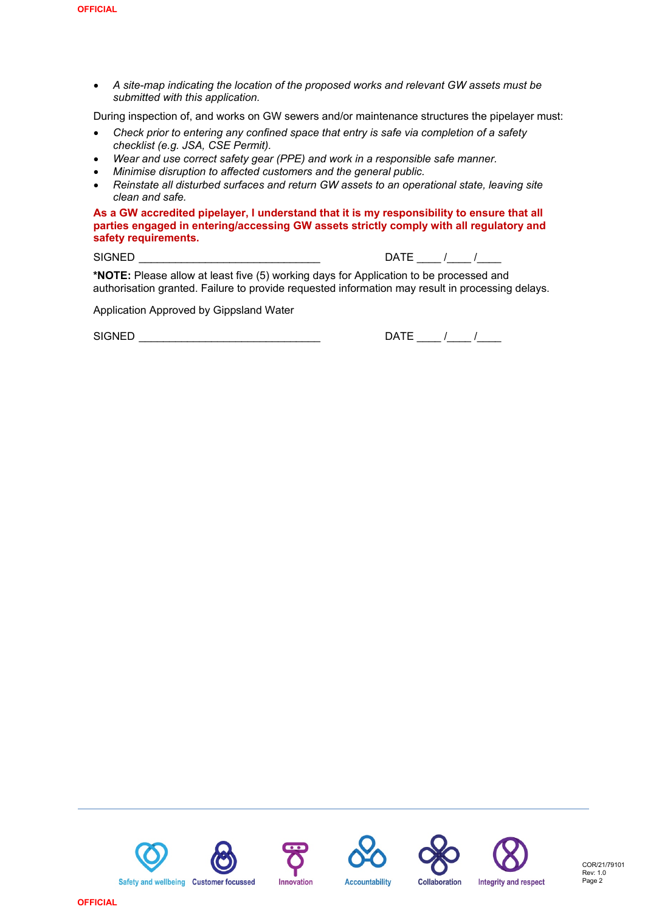- *A site-map indicating the location of the proposed works and relevant GW assets must be submitted with this application.*

During inspection of, and works on GW sewers and/or maintenance structures the pipelayer must:

- *Check prior to entering any confined space that entry is safe via completion of a safety checklist (e.g. JSA, CSE Permit).*
- *Wear and use correct safety gear (PPE) and work in a responsible safe manner.*
- *Minimise disruption to affected customers and the general public.*
- *Reinstate all disturbed surfaces and return GW assets to an operational state, leaving site clean and safe.*

**As a GW accredited pipelayer, I understand that it is my responsibility to ensure that all parties engaged in entering/accessing GW assets strictly comply with all regulatory and safety requirements.**

SIGNED ______________________________ DATE ____ /____ /____

***NOTE:** Please allow at least five (5) working days for Application to be processed and authorisation granted. Failure to provide requested information may result in processing delays.

Application Approved by Gippsland Water

SIGNED ______________________________ DATE ____ /____ /____

Safety and wellbeing   Customer focussed   Innovation   Accountability   Collaboration   Integrity and respect

COR/21/79101
Rev: 1.0